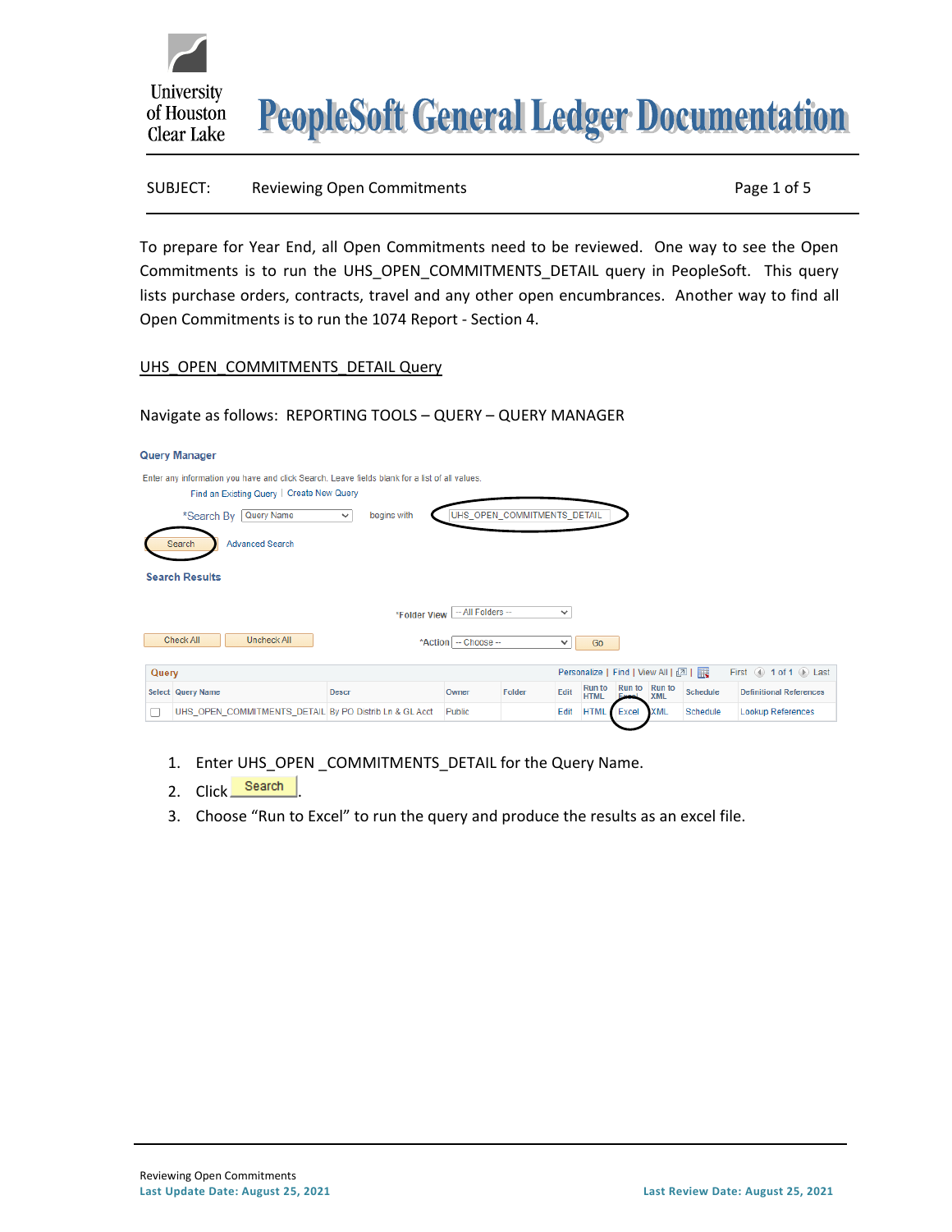# PeopleSoft General Ledger Documentation

SUBJECT: Reviewing Open Commitments

To prepare for Year End, all Open Commitments need to be reviewed. One way to see the Open Commitments is to run the UHS_OPEN_COMMITMENTS_DETAIL query in PeopleSoft. This query lists purchase orders, contracts, travel and any other open encumbrances. Another way to find all Open Commitments is to run the 1074 Report - Section 4.

## UHS_OPEN_COMMITMENTS_DETAIL Query

Navigate as follows: REPORTING TOOLS – QUERY – QUERY MANAGER

**Query Manager**

Enter any information you have and click Search. Leave fields blank for a list of all values.

Find an Existing Query | Create New Query

*Search By: Query Name — begins with: UHS_OPEN_COMMITMENTS_DETAIL

Search | Advanced Search

**Search Results**

*Folder View: -- All Folders --

Check All | Uncheck All — *Action: -- Choose -- | Go

| Select | Query Name | Descr | Owner | Folder | Edit | Run to HTML | Run to Excel | Run to XML | Schedule | Definitional References |
|---|---|---|---|---|---|---|---|---|---|---|
| ☐ | UHS_OPEN_COMMITMENTS_DETAIL | By PO Distrib Ln & GL Acct | Public | | Edit | HTML | Excel | XML | Schedule | Lookup References |

1. Enter UHS_OPEN _COMMITMENTS_DETAIL for the Query Name.
2. Click Search.
3. Choose "Run to Excel" to run the query and produce the results as an excel file.

Reviewing Open Commitments
**Last Update Date: August 25, 2021** **Last Review Date: August 25, 2021**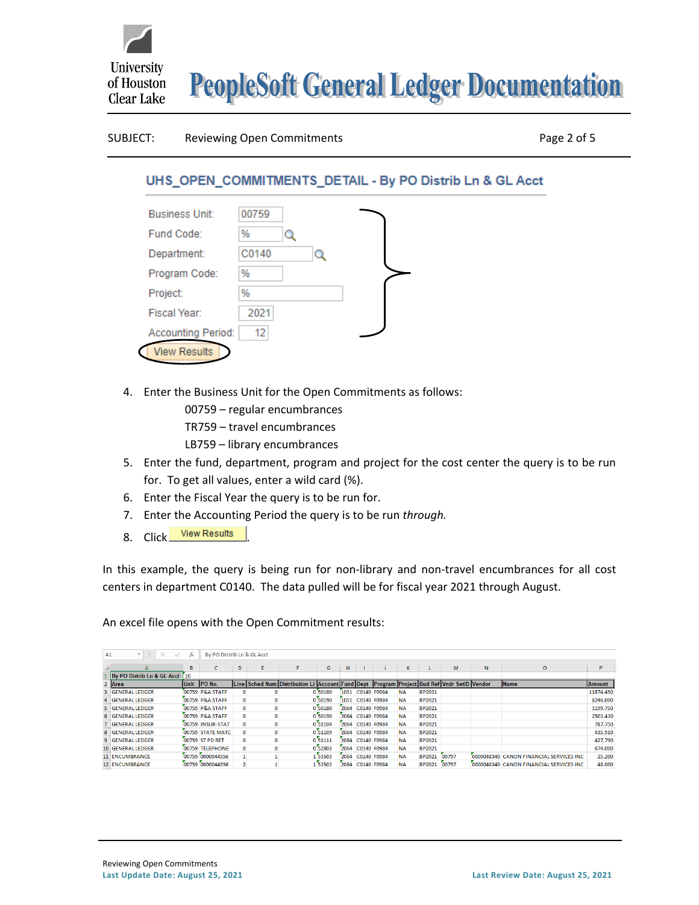## UHS_OPEN_COMMITMENTS_DETAIL - By PO Distrib Ln & GL Acct

Business Unit: 00759
Fund Code: %
Department: C0140
Program Code: %
Project: %
Fiscal Year: 2021
Accounting Period: 12

View Results

4. Enter the Business Unit for the Open Commitments as follows:
   - 00759 – regular encumbrances
   - TR759 – travel encumbrances
   - LB759 – library encumbrances
5. Enter the fund, department, program and project for the cost center the query is to be run for. To get all values, enter a wild card (%).
6. Enter the Fiscal Year the query is to be run for.
7. Enter the Accounting Period the query is to be run *through.*
8. Click View Results.

In this example, the query is being run for non-library and non-travel encumbrances for all cost centers in department C0140. The data pulled will be for fiscal year 2021 through August.

An excel file opens with the Open Commitment results:

| By PO Distrib Ln & GL Acct | 10 | | | | | | | | | | | | | | |
|---|---|---|---|---|---|---|---|---|---|---|---|---|---|---|---|
| Area | Unit | PO No. | Line | Sched Num | Distribution Li | Account | Fund | Dept | Program | Project | Bud Ref | Vndr SetID | Vendor | Name | Amount |
| GENERAL LEDGER | 00759 | P&A STAFF | 0 | 0 | 0 | 50180 | 1051 | C0140 | F0984 | NA | BP2021 | | | | 11874.450 |
| GENERAL LEDGER | 00759 | P&A STAFF | 0 | 0 | 0 | 50190 | 1051 | C0140 | F0984 | NA | BP2021 | | | | 8246.000 |
| GENERAL LEDGER | 00759 | P&A STAFF | 0 | 0 | 0 | 50180 | 2064 | C0140 | F0984 | NA | BP2021 | | | | 3199.750 |
| GENERAL LEDGER | 00759 | P&A STAFF | 0 | 0 | 0 | 50190 | 2064 | C0140 | F0984 | NA | BP2021 | | | | 2503.430 |
| GENERAL LEDGER | 00759 | INSUR-STAT | 0 | 0 | 0 | 51104 | 2064 | C0140 | F0984 | NA | BP2021 | | | | 787.750 |
| GENERAL LEDGER | 00759 | STATE MATC | 0 | 0 | 0 | 51109 | 2064 | C0140 | F0984 | NA | BP2021 | | | | 435.910 |
| GENERAL LEDGER | 00759 | ST PD RET | 0 | 0 | 0 | 51111 | 2064 | C0140 | F0984 | NA | BP2021 | | | | 427.790 |
| GENERAL LEDGER | 00759 | TELEPHONE | 0 | 0 | 0 | 52803 | 2064 | C0140 | F0984 | NA | BP2021 | | | | 674.000 |
| ENCUMBRANCE | 00759 | 0000044556 | 1 | 1 | 1 | 53503 | 2064 | C0140 | F0984 | NA | BP2021 | 00797 | 0000048340 | CANON FINANCIAL SERVICES INC | 25.200 |
| ENCUMBRANCE | 00759 | 0000044556 | 2 | 1 | 1 | 53503 | 2064 | C0140 | F0984 | NA | BP2021 | 00797 | 0000048340 | CANON FINANCIAL SERVICES INC | 48.000 |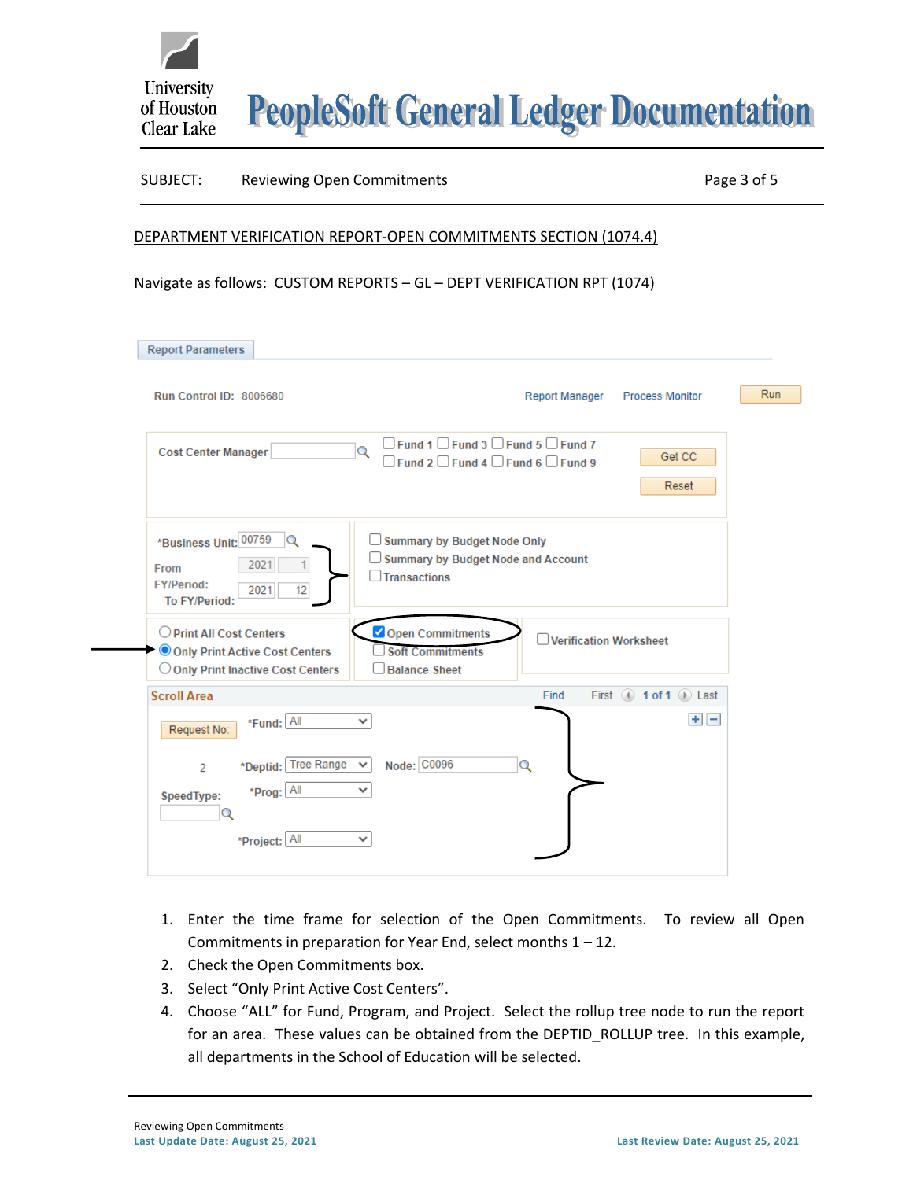DEPARTMENT VERIFICATION REPORT-OPEN COMMITMENTS SECTION (1074.4)

Navigate as follows: CUSTOM REPORTS – GL – DEPT VERIFICATION RPT (1074)

1. Enter the time frame for selection of the Open Commitments. To review all Open Commitments in preparation for Year End, select months 1 – 12.
2. Check the Open Commitments box.
3. Select “Only Print Active Cost Centers”.
4. Choose “ALL” for Fund, Program, and Project. Select the rollup tree node to run the report for an area. These values can be obtained from the DEPTID_ROLLUP tree. In this example, all departments in the School of Education will be selected.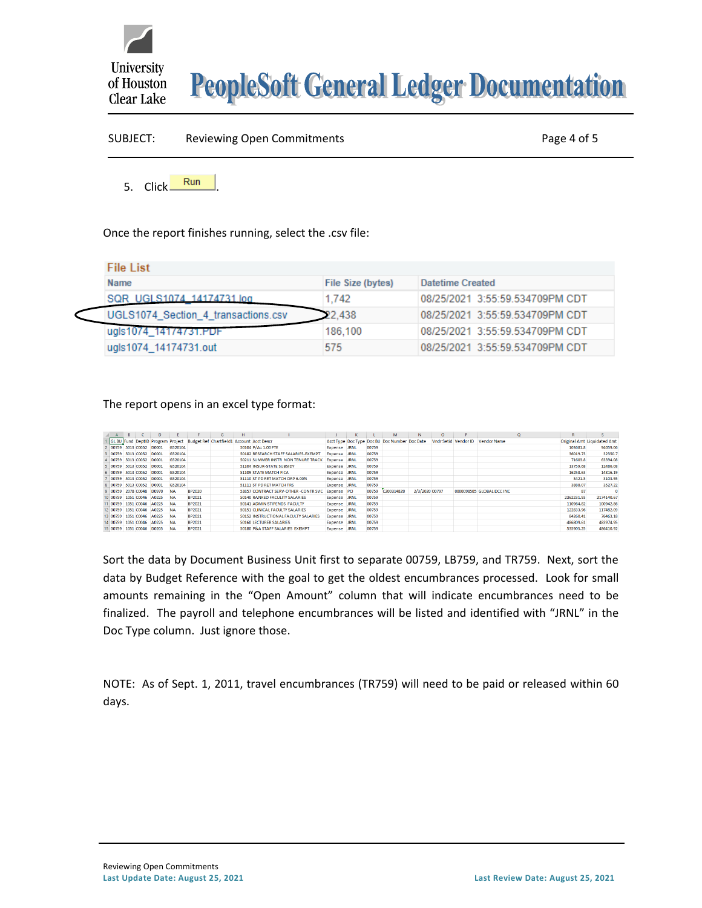5. Click Run.

Once the report finishes running, select the .csv file:

| File List | | |
|---|---|---|
| Name | File Size (bytes) | Datetime Created |
| SQR_UGLS1074_14174731.log | 1,742 | 08/25/2021 3:55:59.534709PM CDT |
| UGLS1074_Section_4_transactions.csv | 2,438 | 08/25/2021 3:55:59.534709PM CDT |
| ugls1074_14174731.PDF | 186,100 | 08/25/2021 3:55:59.534709PM CDT |
| ugls1074_14174731.out | 575 | 08/25/2021 3:55:59.534709PM CDT |

The report opens in an excel type format:

| GL BU | Fund | DeptID | Program | Project | Budget Ref | Chartfield1 | Account | Acct Descr | Acct Type | Doc Type | Doc BU | Doc Number | Doc Date | Vndr SetId | Vendor ID | Vendor Name | Original Amt | Liquidated Amt |
|---|---|---|---|---|---|---|---|---|---|---|---|---|---|---|---|---|---|---|
| 00759 | 5013 | C0052 | D0001 | G520104 | | | 50104 | P/A= 1.00 FTE | Expense | JRNL | 00759 | | | | | | 103681.8 | 94059.06 |
| 00759 | 5013 | C0052 | D0001 | G520104 | | | 50182 | RESEARCH STAFF SALARIES-EXEMPT | Expense | JRNL | 00759 | | | | | | 36019.73 | 32350.7 |
| 00759 | 5013 | C0052 | D0001 | G520104 | | | 50211 | SUMMER INSTR NON TENURE TRACK | Expense | JRNL | 00759 | | | | | | 71603.8 | 63594.08 |
| 00759 | 5013 | C0052 | D0001 | G520104 | | | 51104 | INSUR-STATE SUBSIDY | Expense | JRNL | 00759 | | | | | | 13759.68 | 12486.08 |
| 00759 | 5013 | C0052 | D0001 | G520104 | | | 51109 | STATE MATCH FICA | Expense | JRNL | 00759 | | | | | | 16258.63 | 14816.19 |
| 00759 | 5013 | C0052 | D0001 | G520104 | | | 51110 | ST PD RET MATCH ORP 6.00% | Expense | JRNL | 00759 | | | | | | 3421.5 | 3103.95 |
| 00759 | 5013 | C0052 | D0001 | G520104 | | | 51111 | ST PD RET MATCH TRS | Expense | JRNL | 00759 | | | | | | 3888.07 | 3527.22 |
| 00759 | 2078 | C0048 | D0970 | NA | BP2020 | | 53857 | CONTRACT SERV-OTHER -CONTR SVC | Expense | PO | 00759 | C200314820 | 2/3/2020 | 00797 | 0000098505 | GLOBAL DCC INC | 87 | 0 |
| 00759 | 1051 | C0046 | A0225 | NA | BP2021 | | 50140 | RANKED FACULTY SALARIES | Expense | JRNL | 00759 | | | | | | 2362231.93 | 2174140.67 |
| 00759 | 1051 | C0046 | A0225 | NA | BP2021 | | 50141 | ADMIN STIPENDS FACULTY | Expense | JRNL | 00759 | | | | | | 110964.82 | 100942.86 |
| 00759 | 1051 | C0046 | A0225 | NA | BP2021 | | 50151 | CLINICAL FACULTY SALARIES | Expense | JRNL | 00759 | | | | | | 122833.96 | 117482.09 |
| 00759 | 1051 | C0046 | A0225 | NA | BP2021 | | 50152 | INSTRUCTIONAL FACULTY SALARIES | Expense | JRNL | 00759 | | | | | | 84260.41 | 76463.18 |
| 00759 | 1051 | C0046 | A0225 | NA | BP2021 | | 50160 | LECTURER SALARIES | Expense | JRNL | 00759 | | | | | | 486809.61 | 483974.95 |
| 00759 | 1051 | C0046 | D0205 | NA | BP2021 | | 50180 | P&A STAFF SALARIES EXEMPT | Expense | JRNL | 00759 | | | | | | 535905.25 | 486410.92 |

Sort the data by Document Business Unit first to separate 00759, LB759, and TR759. Next, sort the data by Budget Reference with the goal to get the oldest encumbrances processed. Look for small amounts remaining in the "Open Amount" column that will indicate encumbrances need to be finalized. The payroll and telephone encumbrances will be listed and identified with "JRNL" in the Doc Type column. Just ignore those.

NOTE: As of Sept. 1, 2011, travel encumbrances (TR759) will need to be paid or released within 60 days.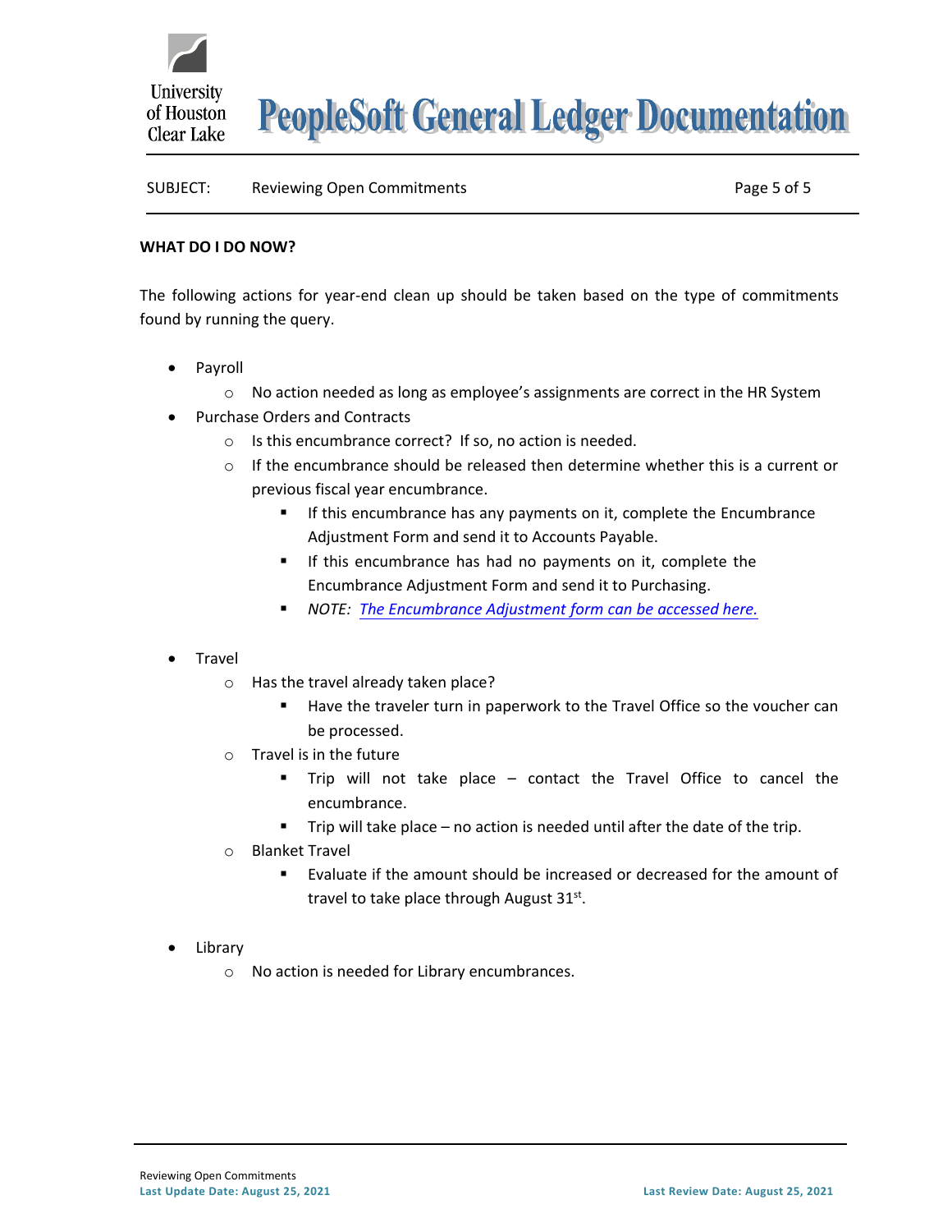**WHAT DO I DO NOW?**

The following actions for year-end clean up should be taken based on the type of commitments found by running the query.

- Payroll
  - No action needed as long as employee's assignments are correct in the HR System
- Purchase Orders and Contracts
  - Is this encumbrance correct? If so, no action is needed.
  - If the encumbrance should be released then determine whether this is a current or previous fiscal year encumbrance.
    - If this encumbrance has any payments on it, complete the Encumbrance Adjustment Form and send it to Accounts Payable.
    - If this encumbrance has had no payments on it, complete the Encumbrance Adjustment Form and send it to Purchasing.
    - *NOTE: The Encumbrance Adjustment form can be accessed here.*

- Travel
  - Has the travel already taken place?
    - Have the traveler turn in paperwork to the Travel Office so the voucher can be processed.
  - Travel is in the future
    - Trip will not take place – contact the Travel Office to cancel the encumbrance.
    - Trip will take place – no action is needed until after the date of the trip.
  - Blanket Travel
    - Evaluate if the amount should be increased or decreased for the amount of travel to take place through August 31st.

- Library
  - No action is needed for Library encumbrances.